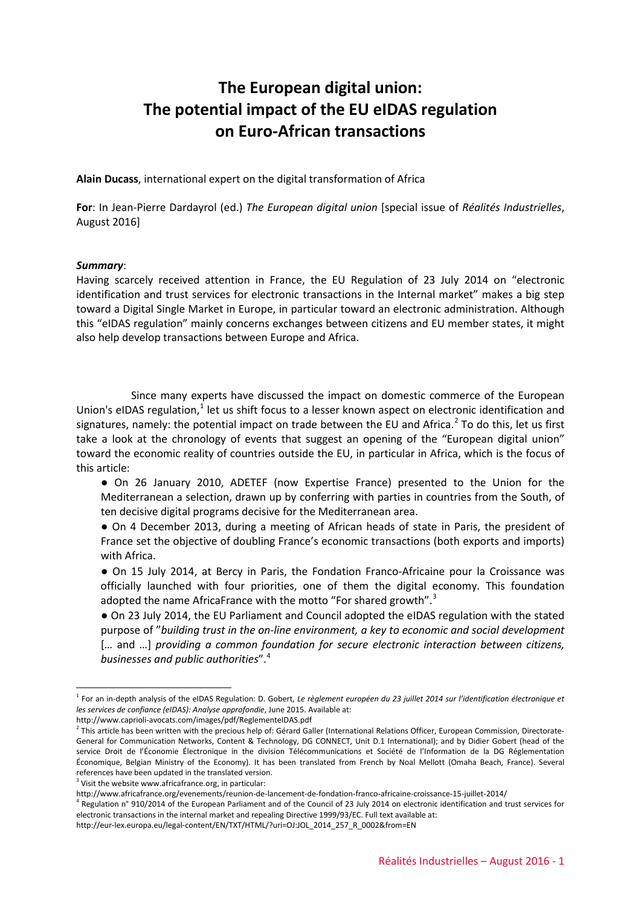# The European digital union: The potential impact of the EU eIDAS regulation on Euro-African transactions

**Alain Ducass**, international expert on the digital transformation of Africa

**For**: In Jean-Pierre Dardayrol (ed.) *The European digital union* [special issue of *Réalités Industrielles*, August 2016]

***Summary***:

Having scarcely received attention in France, the EU Regulation of 23 July 2014 on "electronic identification and trust services for electronic transactions in the Internal market" makes a big step toward a Digital Single Market in Europe, in particular toward an electronic administration. Although this "eIDAS regulation" mainly concerns exchanges between citizens and EU member states, it might also help develop transactions between Europe and Africa.

Since many experts have discussed the impact on domestic commerce of the European Union's eIDAS regulation,[1] let us shift focus to a lesser known aspect on electronic identification and signatures, namely: the potential impact on trade between the EU and Africa.[2] To do this, let us first take a look at the chronology of events that suggest an opening of the "European digital union" toward the economic reality of countries outside the EU, in particular in Africa, which is the focus of this article:

- On 26 January 2010, ADETEF (now Expertise France) presented to the Union for the Mediterranean a selection, drawn up by conferring with parties in countries from the South, of ten decisive digital programs decisive for the Mediterranean area.
- On 4 December 2013, during a meeting of African heads of state in Paris, the president of France set the objective of doubling France's economic transactions (both exports and imports) with Africa.
- On 15 July 2014, at Bercy in Paris, the Fondation Franco-Africaine pour la Croissance was officially launched with four priorities, one of them the digital economy. This foundation adopted the name AfricaFrance with the motto "For shared growth".[3]
- On 23 July 2014, the EU Parliament and Council adopted the eIDAS regulation with the stated purpose of "*building trust in the on-line environment, a key to economic and social development* [… and …] *providing a common foundation for secure electronic interaction between citizens, businesses and public authorities*".[4]

---

[1] For an in-depth analysis of the eIDAS Regulation: D. Gobert, *Le règlement européen du 23 juillet 2014 sur l'identification électronique et les services de confiance (eIDAS): Analyse approfondie*, June 2015. Available at: http://www.caprioli-avocats.com/images/pdf/ReglementeIDAS.pdf

[2] This article has been written with the precious help of: Gérard Galler (International Relations Officer, European Commission, Directorate-General for Communication Networks, Content & Technology, DG CONNECT, Unit D.1 International); and by Didier Gobert (head of the service Droit de l'Économie Électronique in the division Télécommunications et Société de l'Information de la DG Réglementation Économique, Belgian Ministry of the Economy). It has been translated from French by Noal Mellott (Omaha Beach, France). Several references have been updated in the translated version.

[3] Visit the website www.africafrance.org, in particular: http://www.africafrance.org/evenements/reunion-de-lancement-de-fondation-franco-africaine-croissance-15-juillet-2014/

[4] Regulation n° 910/2014 of the European Parliament and of the Council of 23 July 2014 on electronic identification and trust services for electronic transactions in the internal market and repealing Directive 1999/93/EC. Full text available at: http://eur-lex.europa.eu/legal-content/EN/TXT/HTML/?uri=OJ:JOL_2014_257_R_0002&from=EN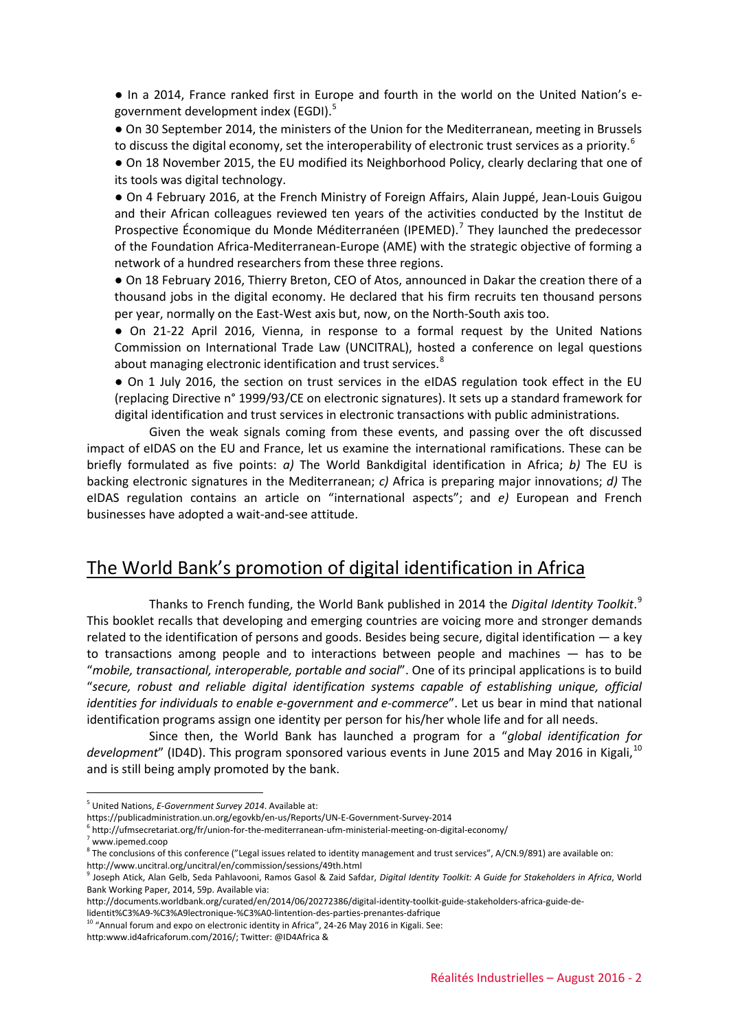● In a 2014, France ranked first in Europe and fourth in the world on the United Nation's e-government development index (EGDI).[5]

● On 30 September 2014, the ministers of the Union for the Mediterranean, meeting in Brussels to discuss the digital economy, set the interoperability of electronic trust services as a priority.[6]

● On 18 November 2015, the EU modified its Neighborhood Policy, clearly declaring that one of its tools was digital technology.

● On 4 February 2016, at the French Ministry of Foreign Affairs, Alain Juppé, Jean-Louis Guigou and their African colleagues reviewed ten years of the activities conducted by the Institut de Prospective Économique du Monde Méditerranéen (IPEMED).[7] They launched the predecessor of the Foundation Africa-Mediterranean-Europe (AME) with the strategic objective of forming a network of a hundred researchers from these three regions.

● On 18 February 2016, Thierry Breton, CEO of Atos, announced in Dakar the creation there of a thousand jobs in the digital economy. He declared that his firm recruits ten thousand persons per year, normally on the East-West axis but, now, on the North-South axis too.

● On 21-22 April 2016, Vienna, in response to a formal request by the United Nations Commission on International Trade Law (UNCITRAL), hosted a conference on legal questions about managing electronic identification and trust services.[8]

● On 1 July 2016, the section on trust services in the eIDAS regulation took effect in the EU (replacing Directive n° 1999/93/CE on electronic signatures). It sets up a standard framework for digital identification and trust services in electronic transactions with public administrations.

Given the weak signals coming from these events, and passing over the oft discussed impact of eIDAS on the EU and France, let us examine the international ramifications. These can be briefly formulated as five points: *a)* The World Bankdigital identification in Africa; *b)* The EU is backing electronic signatures in the Mediterranean; *c)* Africa is preparing major innovations; *d)* The eIDAS regulation contains an article on "international aspects"; and *e)* European and French businesses have adopted a wait-and-see attitude.

## The World Bank's promotion of digital identification in Africa

Thanks to French funding, the World Bank published in 2014 the *Digital Identity Toolkit*.[9] This booklet recalls that developing and emerging countries are voicing more and stronger demands related to the identification of persons and goods. Besides being secure, digital identification — a key to transactions among people and to interactions between people and machines — has to be "*mobile, transactional, interoperable, portable and social*". One of its principal applications is to build "*secure, robust and reliable digital identification systems capable of establishing unique, official identities for individuals to enable e-government and e-commerce*". Let us bear in mind that national identification programs assign one identity per person for his/her whole life and for all needs.

Since then, the World Bank has launched a program for a "*global identification for development*" (ID4D). This program sponsored various events in June 2015 and May 2016 in Kigali,[10] and is still being amply promoted by the bank.

---

[5] United Nations, *E-Government Survey 2014*. Available at: https://publicadministration.un.org/egovkb/en-us/Reports/UN-E-Government-Survey-2014

[6] http://ufmsecretariat.org/fr/union-for-the-mediterranean-ufm-ministerial-meeting-on-digital-economy/

[7] www.ipemed.coop

[8] The conclusions of this conference ("Legal issues related to identity management and trust services", A/CN.9/891) are available on: http://www.uncitral.org/uncitral/en/commission/sessions/49th.html

[9] Joseph Atick, Alan Gelb, Seda Pahlavooni, Ramos Gasol & Zaid Safdar, *Digital Identity Toolkit: A Guide for Stakeholders in Africa*, World Bank Working Paper, 2014, 59p. Available via: http://documents.worldbank.org/curated/en/2014/06/20272386/digital-identity-toolkit-guide-stakeholders-africa-guide-de-lidentit%C3%A9-%C3%A9lectronique-%C3%A0-lintention-des-parties-prenantes-dafrique

[10] "Annual forum and expo on electronic identity in Africa", 24-26 May 2016 in Kigali. See: http:www.id4africaforum.com/2016/; Twitter: @ID4Africa &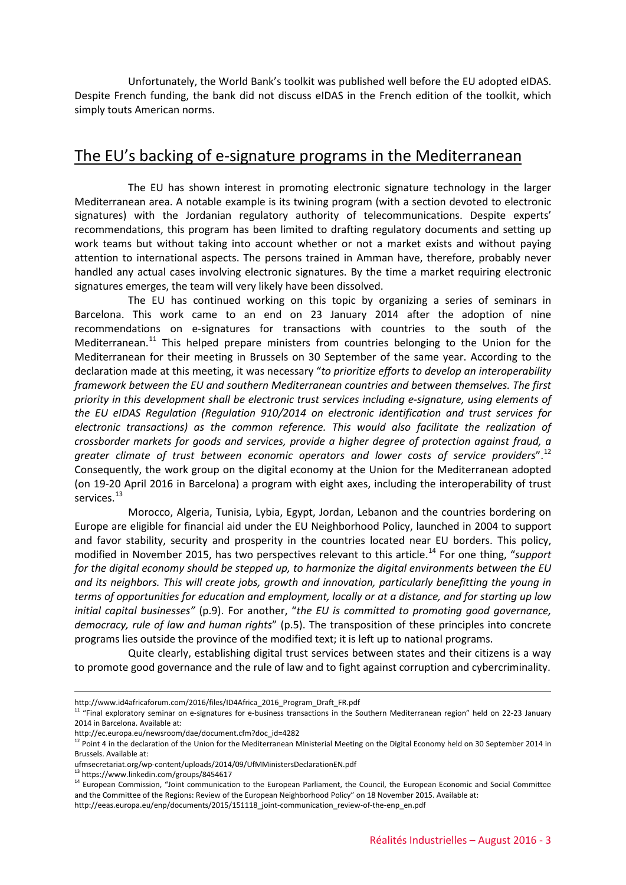Unfortunately, the World Bank's toolkit was published well before the EU adopted eIDAS. Despite French funding, the bank did not discuss eIDAS in the French edition of the toolkit, which simply touts American norms.

## The EU's backing of e-signature programs in the Mediterranean

The EU has shown interest in promoting electronic signature technology in the larger Mediterranean area. A notable example is its twining program (with a section devoted to electronic signatures) with the Jordanian regulatory authority of telecommunications. Despite experts' recommendations, this program has been limited to drafting regulatory documents and setting up work teams but without taking into account whether or not a market exists and without paying attention to international aspects. The persons trained in Amman have, therefore, probably never handled any actual cases involving electronic signatures. By the time a market requiring electronic signatures emerges, the team will very likely have been dissolved.

The EU has continued working on this topic by organizing a series of seminars in Barcelona. This work came to an end on 23 January 2014 after the adoption of nine recommendations on e-signatures for transactions with countries to the south of the Mediterranean.[11] This helped prepare ministers from countries belonging to the Union for the Mediterranean for their meeting in Brussels on 30 September of the same year. According to the declaration made at this meeting, it was necessary "*to prioritize efforts to develop an interoperability framework between the EU and southern Mediterranean countries and between themselves. The first priority in this development shall be electronic trust services including e-signature, using elements of the EU eIDAS Regulation (Regulation 910/2014 on electronic identification and trust services for electronic transactions) as the common reference. This would also facilitate the realization of crossborder markets for goods and services, provide a higher degree of protection against fraud, a greater climate of trust between economic operators and lower costs of service providers*".[12] Consequently, the work group on the digital economy at the Union for the Mediterranean adopted (on 19-20 April 2016 in Barcelona) a program with eight axes, including the interoperability of trust services.[13]

Morocco, Algeria, Tunisia, Lybia, Egypt, Jordan, Lebanon and the countries bordering on Europe are eligible for financial aid under the EU Neighborhood Policy, launched in 2004 to support and favor stability, security and prosperity in the countries located near EU borders. This policy, modified in November 2015, has two perspectives relevant to this article.[14] For one thing, "*support for the digital economy should be stepped up, to harmonize the digital environments between the EU and its neighbors. This will create jobs, growth and innovation, particularly benefitting the young in terms of opportunities for education and employment, locally or at a distance, and for starting up low initial capital businesses"* (p.9). For another, "*the EU is committed to promoting good governance, democracy, rule of law and human rights*" (p.5). The transposition of these principles into concrete programs lies outside the province of the modified text; it is left up to national programs.

Quite clearly, establishing digital trust services between states and their citizens is a way to promote good governance and the rule of law and to fight against corruption and cybercriminality.

---

http://www.id4africaforum.com/2016/files/ID4Africa_2016_Program_Draft_FR.pdf

[11] "Final exploratory seminar on e-signatures for e-business transactions in the Southern Mediterranean region" held on 22-23 January 2014 in Barcelona. Available at:
http://ec.europa.eu/newsroom/dae/document.cfm?doc_id=4282

[12] Point 4 in the declaration of the Union for the Mediterranean Ministerial Meeting on the Digital Economy held on 30 September 2014 in Brussels. Available at:
ufmsecretariat.org/wp-content/uploads/2014/09/UfMMinistersDeclarationEN.pdf

[13] https://www.linkedin.com/groups/8454617

[14] European Commission, "Joint communication to the European Parliament, the Council, the European Economic and Social Committee and the Committee of the Regions: Review of the European Neighborhood Policy" on 18 November 2015. Available at:
http://eeas.europa.eu/enp/documents/2015/151118_joint-communication_review-of-the-enp_en.pdf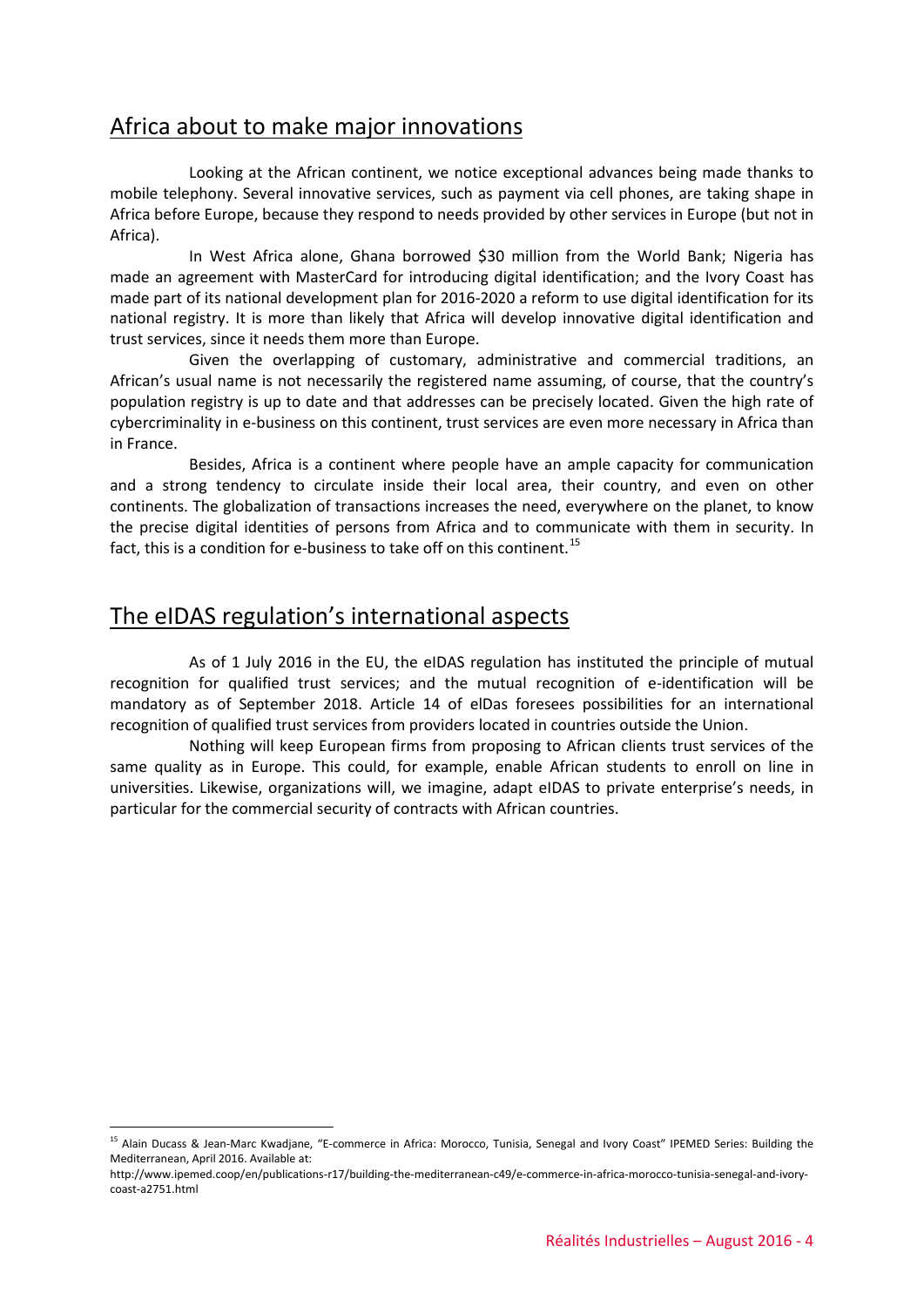## Africa about to make major innovations

Looking at the African continent, we notice exceptional advances being made thanks to mobile telephony. Several innovative services, such as payment via cell phones, are taking shape in Africa before Europe, because they respond to needs provided by other services in Europe (but not in Africa).

In West Africa alone, Ghana borrowed $30 million from the World Bank; Nigeria has made an agreement with MasterCard for introducing digital identification; and the Ivory Coast has made part of its national development plan for 2016-2020 a reform to use digital identification for its national registry. It is more than likely that Africa will develop innovative digital identification and trust services, since it needs them more than Europe.

Given the overlapping of customary, administrative and commercial traditions, an African's usual name is not necessarily the registered name assuming, of course, that the country's population registry is up to date and that addresses can be precisely located. Given the high rate of cybercriminality in e-business on this continent, trust services are even more necessary in Africa than in France.

Besides, Africa is a continent where people have an ample capacity for communication and a strong tendency to circulate inside their local area, their country, and even on other continents. The globalization of transactions increases the need, everywhere on the planet, to know the precise digital identities of persons from Africa and to communicate with them in security. In fact, this is a condition for e-business to take off on this continent.[15]

## The eIDAS regulation's international aspects

As of 1 July 2016 in the EU, the eIDAS regulation has instituted the principle of mutual recognition for qualified trust services; and the mutual recognition of e-identification will be mandatory as of September 2018. Article 14 of elDas foresees possibilities for an international recognition of qualified trust services from providers located in countries outside the Union.

Nothing will keep European firms from proposing to African clients trust services of the same quality as in Europe. This could, for example, enable African students to enroll on line in universities. Likewise, organizations will, we imagine, adapt eIDAS to private enterprise's needs, in particular for the commercial security of contracts with African countries.

---

[15] Alain Ducass & Jean-Marc Kwadjane, "E-commerce in Africa: Morocco, Tunisia, Senegal and Ivory Coast" IPEMED Series: Building the Mediterranean, April 2016. Available at: http://www.ipemed.coop/en/publications-r17/building-the-mediterranean-c49/e-commerce-in-africa-morocco-tunisia-senegal-and-ivory-coast-a2751.html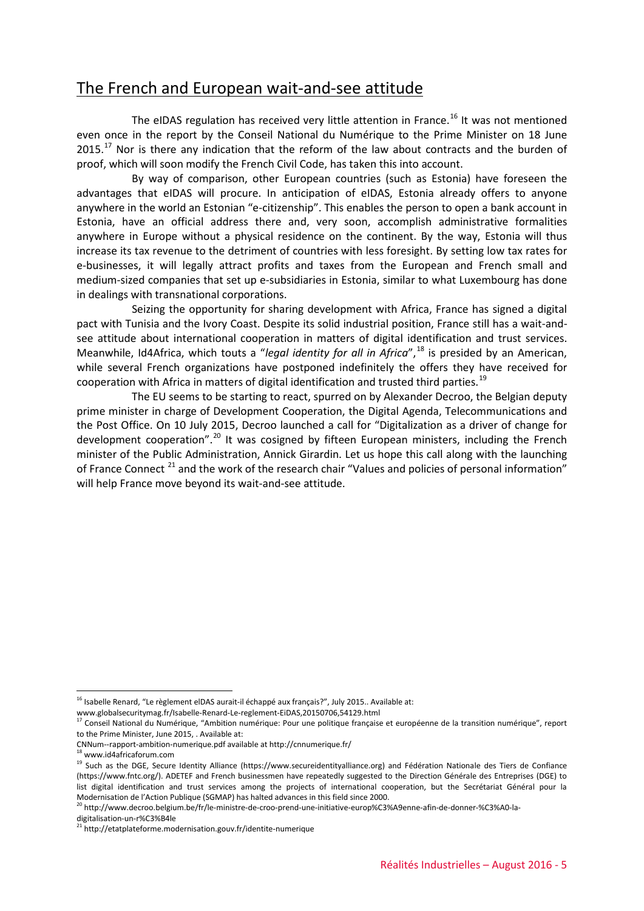## The French and European wait-and-see attitude

The eIDAS regulation has received very little attention in France.[16] It was not mentioned even once in the report by the Conseil National du Numérique to the Prime Minister on 18 June 2015.[17] Nor is there any indication that the reform of the law about contracts and the burden of proof, which will soon modify the French Civil Code, has taken this into account.

By way of comparison, other European countries (such as Estonia) have foreseen the advantages that eIDAS will procure. In anticipation of eIDAS, Estonia already offers to anyone anywhere in the world an Estonian "e-citizenship". This enables the person to open a bank account in Estonia, have an official address there and, very soon, accomplish administrative formalities anywhere in Europe without a physical residence on the continent. By the way, Estonia will thus increase its tax revenue to the detriment of countries with less foresight. By setting low tax rates for e-businesses, it will legally attract profits and taxes from the European and French small and medium-sized companies that set up e-subsidiaries in Estonia, similar to what Luxembourg has done in dealings with transnational corporations.

Seizing the opportunity for sharing development with Africa, France has signed a digital pact with Tunisia and the Ivory Coast. Despite its solid industrial position, France still has a wait-and-see attitude about international cooperation in matters of digital identification and trust services. Meanwhile, Id4Africa, which touts a "*legal identity for all in Africa*",[18] is presided by an American, while several French organizations have postponed indefinitely the offers they have received for cooperation with Africa in matters of digital identification and trusted third parties.[19]

The EU seems to be starting to react, spurred on by Alexander Decroo, the Belgian deputy prime minister in charge of Development Cooperation, the Digital Agenda, Telecommunications and the Post Office. On 10 July 2015, Decroo launched a call for "Digitalization as a driver of change for development cooperation".[20] It was cosigned by fifteen European ministers, including the French minister of the Public Administration, Annick Girardin. Let us hope this call along with the launching of France Connect [21] and the work of the research chair "Values and policies of personal information" will help France move beyond its wait-and-see attitude.

---

[16] Isabelle Renard, "Le règlement eIDAS aurait-il échappé aux français?", July 2015.. Available at: www.globalsecuritymag.fr/Isabelle-Renard-Le-reglement-EiDAS,20150706,54129.html

[17] Conseil National du Numérique, "Ambition numérique: Pour une politique française et européenne de la transition numérique", report to the Prime Minister, June 2015, . Available at: CNNum--rapport-ambition-numerique.pdf available at http://cnnumerique.fr/

[18] www.id4africaforum.com

[19] Such as the DGE, Secure Identity Alliance (https://www.secureidentityalliance.org) and Fédération Nationale des Tiers de Confiance (https://www.fntc.org/). ADETEF and French businessmen have repeatedly suggested to the Direction Générale des Entreprises (DGE) to list digital identification and trust services among the projects of international cooperation, but the Secrétariat Général pour la Modernisation de l'Action Publique (SGMAP) has halted advances in this field since 2000.

[20] http://www.decroo.belgium.be/fr/le-ministre-de-croo-prend-une-initiative-europ%C3%A9enne-afin-de-donner-%C3%A0-la-digitalisation-un-r%C3%B4le

[21] http://etatplateforme.modernisation.gouv.fr/identite-numerique